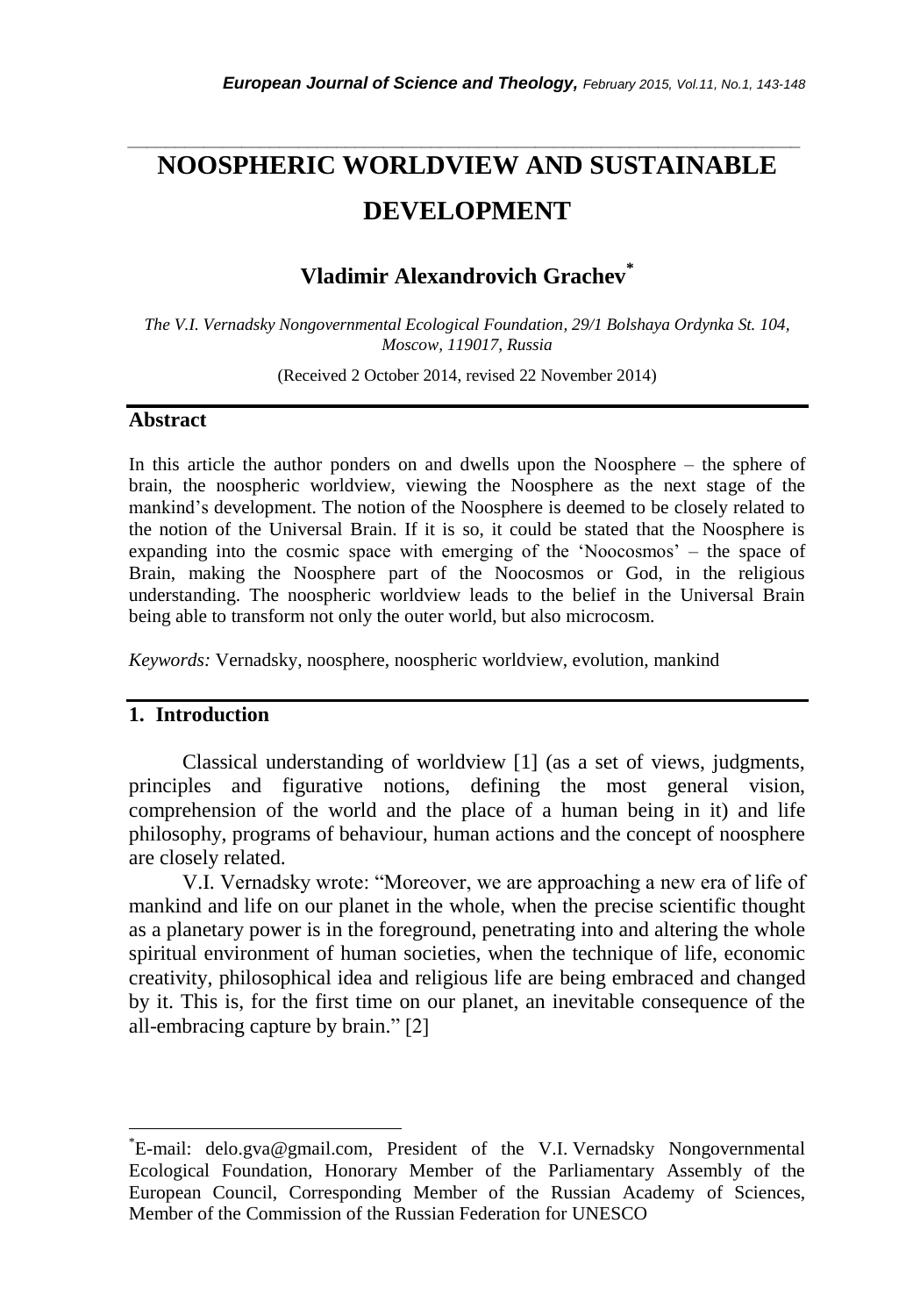# NOOSPHERIC WORLDVIEW AND SUSTAINABLE DEVELOPMENT

## Vladimir Alexandrovich Grachev[*]

*The V.I. Vernadsky Nongovernmental Ecological Foundation, 29/1 Bolshaya Ordynka St. 104, Moscow, 119017, Russia*

(Received 2 October 2014, revised 22 November 2014)

## Abstract

In this article the author ponders on and dwells upon the Noosphere – the sphere of brain, the noospheric worldview, viewing the Noosphere as the next stage of the mankind's development. The notion of the Noosphere is deemed to be closely related to the notion of the Universal Brain. If it is so, it could be stated that the Noosphere is expanding into the cosmic space with emerging of the 'Noocosmos' – the space of Brain, making the Noosphere part of the Noocosmos or God, in the religious understanding. The noospheric worldview leads to the belief in the Universal Brain being able to transform not only the outer world, but also microcosm.

*Keywords:* Vernadsky, noosphere, noospheric worldview, evolution, mankind

## 1. Introduction

Classical understanding of worldview [1] (as a set of views, judgments, principles and figurative notions, defining the most general vision, comprehension of the world and the place of a human being in it) and life philosophy, programs of behaviour, human actions and the concept of noosphere are closely related.

V.I. Vernadsky wrote: "Moreover, we are approaching a new era of life of mankind and life on our planet in the whole, when the precise scientific thought as a planetary power is in the foreground, penetrating into and altering the whole spiritual environment of human societies, when the technique of life, economic creativity, philosophical idea and religious life are being embraced and changed by it. This is, for the first time on our planet, an inevitable consequence of the all-embracing capture by brain." [2]

---

[*]E-mail: delo.gva@gmail.com, President of the V.I. Vernadsky Nongovernmental Ecological Foundation, Honorary Member of the Parliamentary Assembly of the European Council, Corresponding Member of the Russian Academy of Sciences, Member of the Commission of the Russian Federation for UNESCO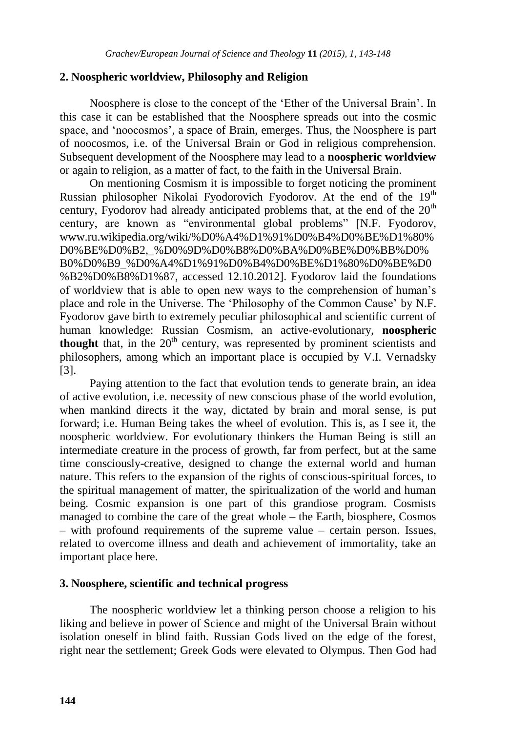## 2. Noospheric worldview, Philosophy and Religion

Noosphere is close to the concept of the 'Ether of the Universal Brain'. In this case it can be established that the Noosphere spreads out into the cosmic space, and 'noocosmos', a space of Brain, emerges. Thus, the Noosphere is part of noocosmos, i.e. of the Universal Brain or God in religious comprehension. Subsequent development of the Noosphere may lead to a **noospheric worldview** or again to religion, as a matter of fact, to the faith in the Universal Brain.

On mentioning Cosmism it is impossible to forget noticing the prominent Russian philosopher Nikolai Fyodorovich Fyodorov. At the end of the 19th century, Fyodorov had already anticipated problems that, at the end of the 20th century, are known as "environmental global problems" [N.F. Fyodorov, www.ru.wikipedia.org/wiki/%D0%A4%D1%91%D0%B4%D0%BE%D1%80%D0%BE%D0%B2,_%D0%9D%D0%B8%D0%BA%D0%BE%D0%BB%D0%B0%D0%B9_%D0%A4%D1%91%D0%B4%D0%BE%D1%80%D0%BE%D0%B2%D0%B8%D1%87, accessed 12.10.2012]. Fyodorov laid the foundations of worldview that is able to open new ways to the comprehension of human's place and role in the Universe. The 'Philosophy of the Common Cause' by N.F. Fyodorov gave birth to extremely peculiar philosophical and scientific current of human knowledge: Russian Cosmism, an active-evolutionary, **noospheric thought** that, in the 20th century, was represented by prominent scientists and philosophers, among which an important place is occupied by V.I. Vernadsky [3].

Paying attention to the fact that evolution tends to generate brain, an idea of active evolution, i.e. necessity of new conscious phase of the world evolution, when mankind directs it the way, dictated by brain and moral sense, is put forward; i.e. Human Being takes the wheel of evolution. This is, as I see it, the noospheric worldview. For evolutionary thinkers the Human Being is still an intermediate creature in the process of growth, far from perfect, but at the same time consciously-creative, designed to change the external world and human nature. This refers to the expansion of the rights of conscious-spiritual forces, to the spiritual management of matter, the spiritualization of the world and human being. Cosmic expansion is one part of this grandiose program. Cosmists managed to combine the care of the great whole – the Earth, biosphere, Cosmos – with profound requirements of the supreme value – certain person. Issues, related to overcome illness and death and achievement of immortality, take an important place here.

## 3. Noosphere, scientific and technical progress

The noospheric worldview let a thinking person choose a religion to his liking and believe in power of Science and might of the Universal Brain without isolation oneself in blind faith. Russian Gods lived on the edge of the forest, right near the settlement; Greek Gods were elevated to Olympus. Then God had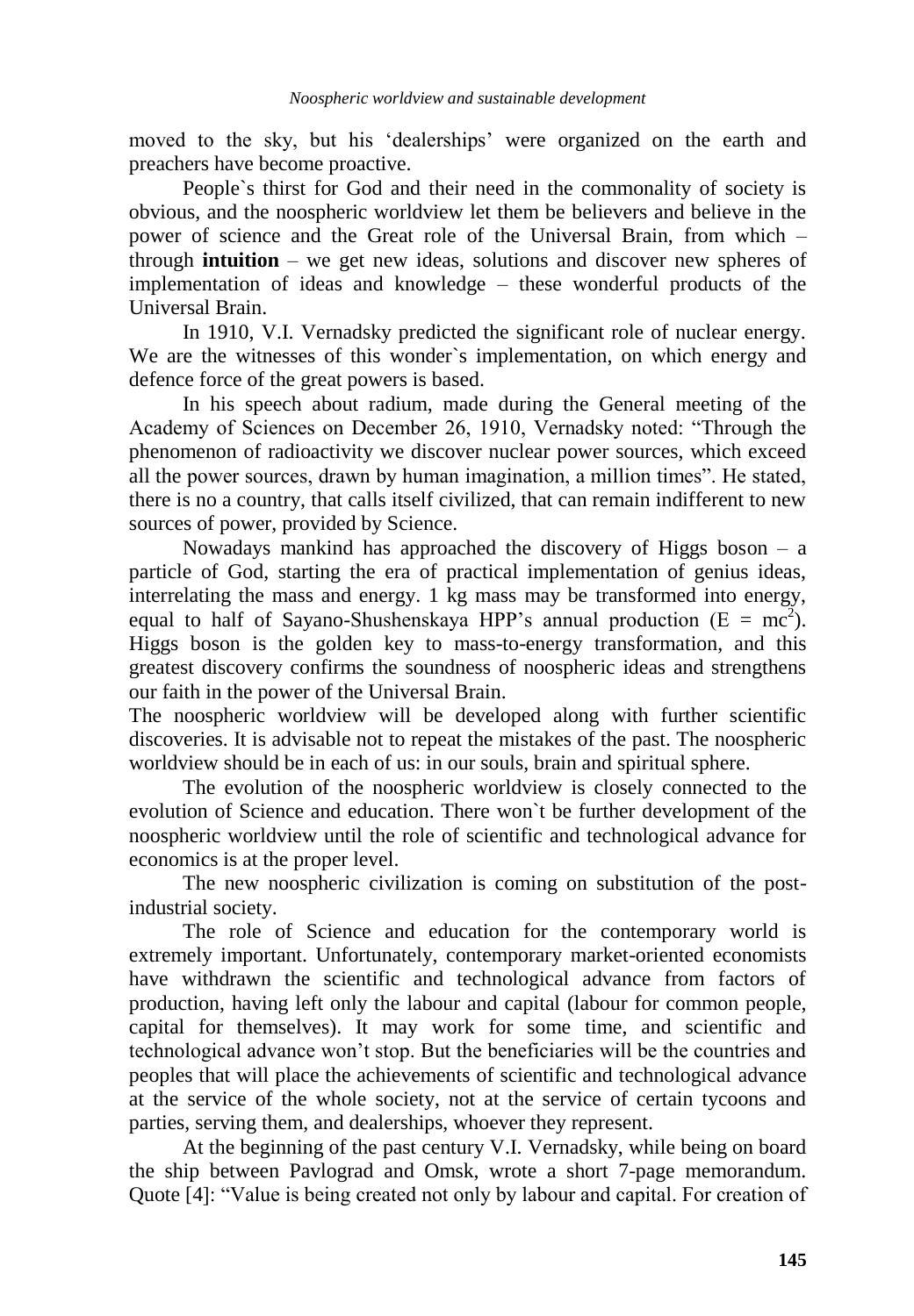moved to the sky, but his 'dealerships' were organized on the earth and preachers have become proactive.

People`s thirst for God and their need in the commonality of society is obvious, and the noospheric worldview let them be believers and believe in the power of science and the Great role of the Universal Brain, from which – through **intuition** – we get new ideas, solutions and discover new spheres of implementation of ideas and knowledge – these wonderful products of the Universal Brain.

In 1910, V.I. Vernadsky predicted the significant role of nuclear energy. We are the witnesses of this wonder`s implementation, on which energy and defence force of the great powers is based.

In his speech about radium, made during the General meeting of the Academy of Sciences on December 26, 1910, Vernadsky noted: "Through the phenomenon of radioactivity we discover nuclear power sources, which exceed all the power sources, drawn by human imagination, a million times". He stated, there is no a country, that calls itself civilized, that can remain indifferent to new sources of power, provided by Science.

Nowadays mankind has approached the discovery of Higgs boson – a particle of God, starting the era of practical implementation of genius ideas, interrelating the mass and energy. 1 kg mass may be transformed into energy, equal to half of Sayano-Shushenskaya HPP's annual production ($E = mc^2$). Higgs boson is the golden key to mass-to-energy transformation, and this greatest discovery confirms the soundness of noospheric ideas and strengthens our faith in the power of the Universal Brain.

The noospheric worldview will be developed along with further scientific discoveries. It is advisable not to repeat the mistakes of the past. The noospheric worldview should be in each of us: in our souls, brain and spiritual sphere.

The evolution of the noospheric worldview is closely connected to the evolution of Science and education. There won`t be further development of the noospheric worldview until the role of scientific and technological advance for economics is at the proper level.

The new noospheric civilization is coming on substitution of the post-industrial society.

The role of Science and education for the contemporary world is extremely important. Unfortunately, contemporary market-oriented economists have withdrawn the scientific and technological advance from factors of production, having left only the labour and capital (labour for common people, capital for themselves). It may work for some time, and scientific and technological advance won't stop. But the beneficiaries will be the countries and peoples that will place the achievements of scientific and technological advance at the service of the whole society, not at the service of certain tycoons and parties, serving them, and dealerships, whoever they represent.

At the beginning of the past century V.I. Vernadsky, while being on board the ship between Pavlograd and Omsk, wrote a short 7-page memorandum. Quote [4]: "Value is being created not only by labour and capital. For creation of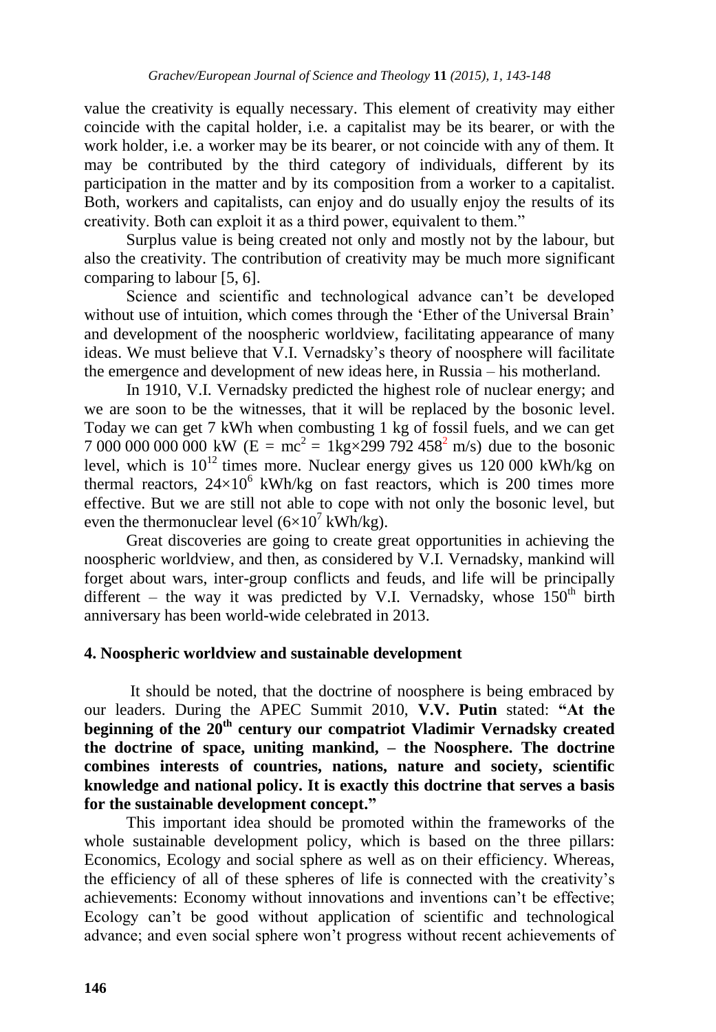value the creativity is equally necessary. This element of creativity may either coincide with the capital holder, i.e. a capitalist may be its bearer, or with the work holder, i.e. a worker may be its bearer, or not coincide with any of them. It may be contributed by the third category of individuals, different by its participation in the matter and by its composition from a worker to a capitalist. Both, workers and capitalists, can enjoy and do usually enjoy the results of its creativity. Both can exploit it as a third power, equivalent to them."

Surplus value is being created not only and mostly not by the labour, but also the creativity. The contribution of creativity may be much more significant comparing to labour [5, 6].

Science and scientific and technological advance can't be developed without use of intuition, which comes through the 'Ether of the Universal Brain' and development of the noospheric worldview, facilitating appearance of many ideas. We must believe that V.I. Vernadsky's theory of noosphere will facilitate the emergence and development of new ideas here, in Russia – his motherland.

In 1910, V.I. Vernadsky predicted the highest role of nuclear energy; and we are soon to be the witnesses, that it will be replaced by the bosonic level. Today we can get 7 kWh when combusting 1 kg of fossil fuels, and we can get 7 000 000 000 000 kW ($E = mc^2 = 1\text{kg}\times 299\,792\,458^2$ m/s) due to the bosonic level, which is $10^{12}$ times more. Nuclear energy gives us 120 000 kWh/kg on thermal reactors, $24\times10^6$ kWh/kg on fast reactors, which is 200 times more effective. But we are still not able to cope with not only the bosonic level, but even the thermonuclear level ($6\times10^7$ kWh/kg).

Great discoveries are going to create great opportunities in achieving the noospheric worldview, and then, as considered by V.I. Vernadsky, mankind will forget about wars, inter-group conflicts and feuds, and life will be principally different – the way it was predicted by V.I. Vernadsky, whose 150th birth anniversary has been world-wide celebrated in 2013.

## 4. Noospheric worldview and sustainable development

It should be noted, that the doctrine of noosphere is being embraced by our leaders. During the APEC Summit 2010, **V.V. Putin** stated: **"At the beginning of the 20th century our compatriot Vladimir Vernadsky created the doctrine of space, uniting mankind, – the Noosphere. The doctrine combines interests of countries, nations, nature and society, scientific knowledge and national policy. It is exactly this doctrine that serves a basis for the sustainable development concept."**

This important idea should be promoted within the frameworks of the whole sustainable development policy, which is based on the three pillars: Economics, Ecology and social sphere as well as on their efficiency. Whereas, the efficiency of all of these spheres of life is connected with the creativity's achievements: Economy without innovations and inventions can't be effective; Ecology can't be good without application of scientific and technological advance; and even social sphere won't progress without recent achievements of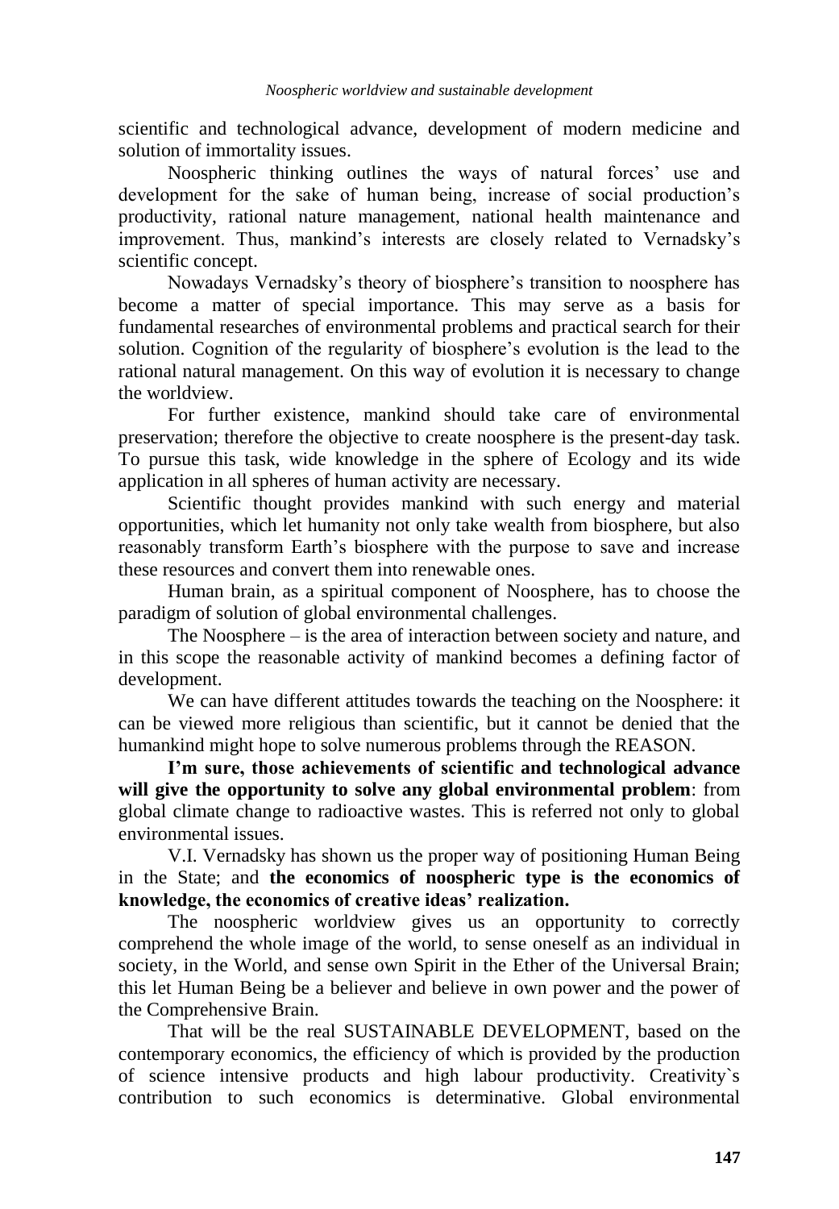scientific and technological advance, development of modern medicine and solution of immortality issues.

Noospheric thinking outlines the ways of natural forces' use and development for the sake of human being, increase of social production's productivity, rational nature management, national health maintenance and improvement. Thus, mankind's interests are closely related to Vernadsky's scientific concept.

Nowadays Vernadsky's theory of biosphere's transition to noosphere has become a matter of special importance. This may serve as a basis for fundamental researches of environmental problems and practical search for their solution. Cognition of the regularity of biosphere's evolution is the lead to the rational natural management. On this way of evolution it is necessary to change the worldview.

For further existence, mankind should take care of environmental preservation; therefore the objective to create noosphere is the present-day task. To pursue this task, wide knowledge in the sphere of Ecology and its wide application in all spheres of human activity are necessary.

Scientific thought provides mankind with such energy and material opportunities, which let humanity not only take wealth from biosphere, but also reasonably transform Earth's biosphere with the purpose to save and increase these resources and convert them into renewable ones.

Human brain, as a spiritual component of Noosphere, has to choose the paradigm of solution of global environmental challenges.

The Noosphere – is the area of interaction between society and nature, and in this scope the reasonable activity of mankind becomes a defining factor of development.

We can have different attitudes towards the teaching on the Noosphere: it can be viewed more religious than scientific, but it cannot be denied that the humankind might hope to solve numerous problems through the REASON.

**I'm sure, those achievements of scientific and technological advance will give the opportunity to solve any global environmental problem**: from global climate change to radioactive wastes. This is referred not only to global environmental issues.

V.I. Vernadsky has shown us the proper way of positioning Human Being in the State; and **the economics of noospheric type is the economics of knowledge, the economics of creative ideas' realization.**

The noospheric worldview gives us an opportunity to correctly comprehend the whole image of the world, to sense oneself as an individual in society, in the World, and sense own Spirit in the Ether of the Universal Brain; this let Human Being be a believer and believe in own power and the power of the Comprehensive Brain.

That will be the real SUSTAINABLE DEVELOPMENT, based on the contemporary economics, the efficiency of which is provided by the production of science intensive products and high labour productivity. Creativity`s contribution to such economics is determinative. Global environmental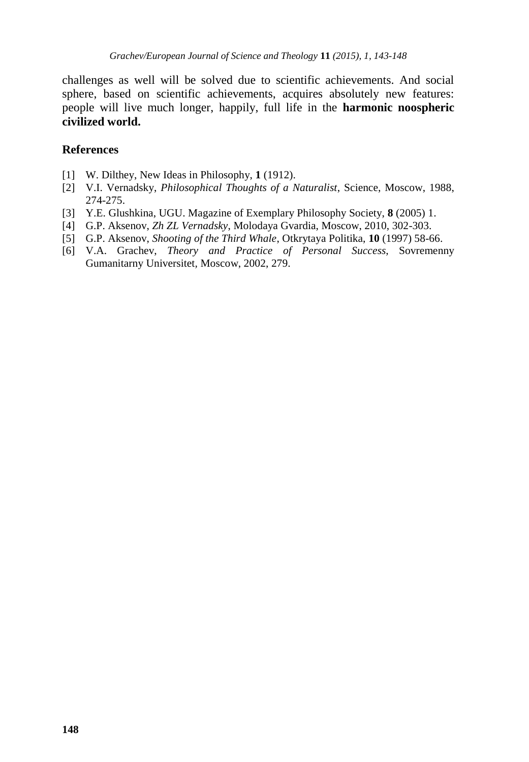challenges as well will be solved due to scientific achievements. And social sphere, based on scientific achievements, acquires absolutely new features: people will live much longer, happily, full life in the **harmonic noospheric civilized world.**

## References

[1] W. Dilthey, New Ideas in Philosophy, **1** (1912).

[2] V.I. Vernadsky, *Philosophical Thoughts of a Naturalist*, Science, Moscow, 1988, 274-275.

[3] Y.E. Glushkina, UGU. Magazine of Exemplary Philosophy Society, **8** (2005) 1.

[4] G.P. Aksenov, *Zh ZL Vernadsky*, Molodaya Gvardia, Moscow, 2010, 302-303.

[5] G.P. Aksenov, *Shooting of the Third Whale*, Otkrytaya Politika, **10** (1997) 58-66.

[6] V.A. Grachev, *Theory and Practice of Personal Success*, Sovremenny Gumanitarny Universitet, Moscow, 2002, 279.